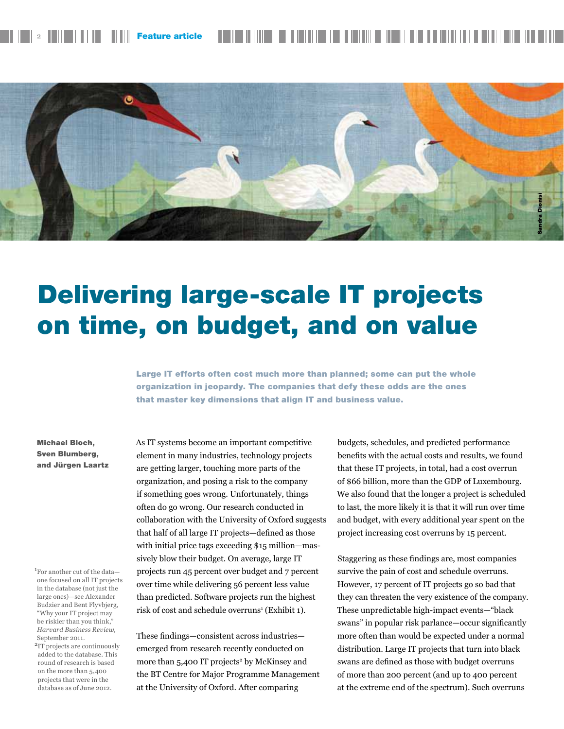# Delivering large-scale IT projects on time, on budget, and on value

**Large IT efforts often cost much more than planned; some can put the whole organization in jeopardy. The companies that defy these odds are the ones that master key dimensions that align IT and business value.**

**Michael Bloch, Sven Blumberg, and Jürgen Laartz**

As IT systems become an important competitive element in many industries, technology projects are getting larger, touching more parts of the organization, and posing a risk to the company if something goes wrong. Unfortunately, things often do go wrong. Our research conducted in collaboration with the University of Oxford suggests that half of all large IT projects—defined as those with initial price tags exceeding $15 million—massively blow their budget. On average, large IT projects run 45 percent over budget and 7 percent over time while delivering 56 percent less value than predicted. Software projects run the highest risk of cost and schedule overruns[1] (Exhibit 1).

These findings—consistent across industries—emerged from research recently conducted on more than 5,400 IT projects[2] by McKinsey and the BT Centre for Major Programme Management at the University of Oxford. After comparing budgets, schedules, and predicted performance benefits with the actual costs and results, we found that these IT projects, in total, had a cost overrun of $66 billion, more than the GDP of Luxembourg. We also found that the longer a project is scheduled to last, the more likely it is that it will run over time and budget, with every additional year spent on the project increasing cost overruns by 15 percent.

Staggering as these findings are, most companies survive the pain of cost and schedule overruns. However, 17 percent of IT projects go so bad that they can threaten the very existence of the company. These unpredictable high-impact events—"black swans" in popular risk parlance—occur significantly more often than would be expected under a normal distribution. Large IT projects that turn into black swans are defined as those with budget overruns of more than 200 percent (and up to 400 percent at the extreme end of the spectrum). Such overruns

[1] For another cut of the data—one focused on all IT projects in the database (not just the large ones)—see Alexander Budzier and Bent Flyvbjerg, "Why your IT project may be riskier than you think," *Harvard Business Review*, September 2011.

[2] IT projects are continuously added to the database. This round of research is based on the more than 5,400 projects that were in the database as of June 2012.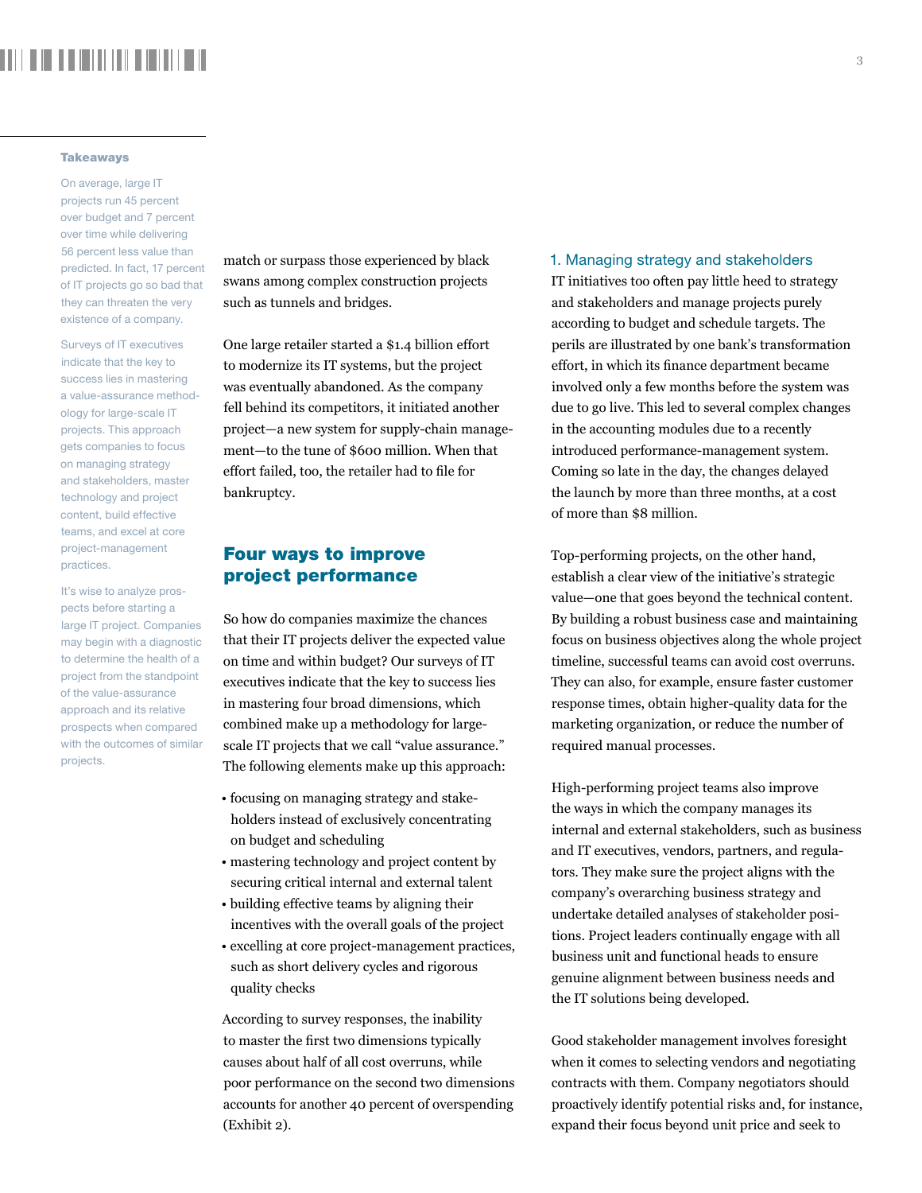**Takeaways**

On average, large IT projects run 45 percent over budget and 7 percent over time while delivering 56 percent less value than predicted. In fact, 17 percent of IT projects go so bad that they can threaten the very existence of a company.

Surveys of IT executives indicate that the key to success lies in mastering a value-assurance methodology for large-scale IT projects. This approach gets companies to focus on managing strategy and stakeholders, master technology and project content, build effective teams, and excel at core project-management practices.

It's wise to analyze prospects before starting a large IT project. Companies may begin with a diagnostic to determine the health of a project from the standpoint of the value-assurance approach and its relative prospects when compared with the outcomes of similar projects.

match or surpass those experienced by black swans among complex construction projects such as tunnels and bridges.

One large retailer started a $1.4 billion effort to modernize its IT systems, but the project was eventually abandoned. As the company fell behind its competitors, it initiated another project—a new system for supply-chain management—to the tune of $600 million. When that effort failed, too, the retailer had to file for bankruptcy.

## Four ways to improve project performance

So how do companies maximize the chances that their IT projects deliver the expected value on time and within budget? Our surveys of IT executives indicate that the key to success lies in mastering four broad dimensions, which combined make up a methodology for large-scale IT projects that we call "value assurance." The following elements make up this approach:

- focusing on managing strategy and stakeholders instead of exclusively concentrating on budget and scheduling
- mastering technology and project content by securing critical internal and external talent
- building effective teams by aligning their incentives with the overall goals of the project
- excelling at core project-management practices, such as short delivery cycles and rigorous quality checks

According to survey responses, the inability to master the first two dimensions typically causes about half of all cost overruns, while poor performance on the second two dimensions accounts for another 40 percent of overspending (Exhibit 2).

### 1. Managing strategy and stakeholders

IT initiatives too often pay little heed to strategy and stakeholders and manage projects purely according to budget and schedule targets. The perils are illustrated by one bank's transformation effort, in which its finance department became involved only a few months before the system was due to go live. This led to several complex changes in the accounting modules due to a recently introduced performance-management system. Coming so late in the day, the changes delayed the launch by more than three months, at a cost of more than $8 million.

Top-performing projects, on the other hand, establish a clear view of the initiative's strategic value—one that goes beyond the technical content. By building a robust business case and maintaining focus on business objectives along the whole project timeline, successful teams can avoid cost overruns. They can also, for example, ensure faster customer response times, obtain higher-quality data for the marketing organization, or reduce the number of required manual processes.

High-performing project teams also improve the ways in which the company manages its internal and external stakeholders, such as business and IT executives, vendors, partners, and regulators. They make sure the project aligns with the company's overarching business strategy and undertake detailed analyses of stakeholder positions. Project leaders continually engage with all business unit and functional heads to ensure genuine alignment between business needs and the IT solutions being developed.

Good stakeholder management involves foresight when it comes to selecting vendors and negotiating contracts with them. Company negotiators should proactively identify potential risks and, for instance, expand their focus beyond unit price and seek to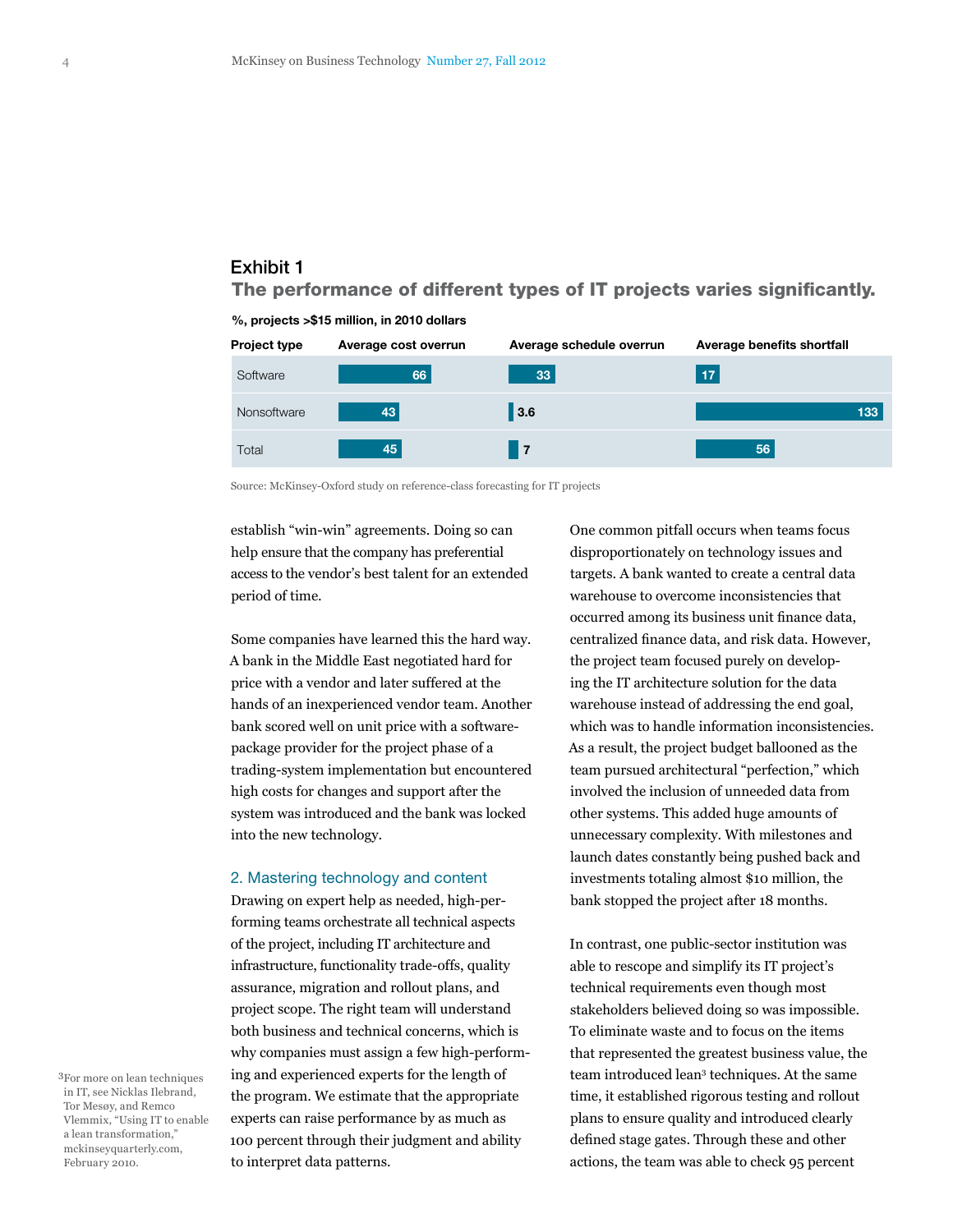## Exhibit 1

### The performance of different types of IT projects varies significantly.

**%, projects >$15 million, in 2010 dollars**

| Project type | Average cost overrun | Average schedule overrun | Average benefits shortfall |
|---|---|---|---|
| Software | 66 | 33 | 17 |
| Nonsoftware | 43 | 3.6 | 133 |
| Total | 45 | 7 | 56 |

Source: McKinsey-Oxford study on reference-class forecasting for IT projects

establish "win-win" agreements. Doing so can help ensure that the company has preferential access to the vendor's best talent for an extended period of time.

Some companies have learned this the hard way. A bank in the Middle East negotiated hard for price with a vendor and later suffered at the hands of an inexperienced vendor team. Another bank scored well on unit price with a software-package provider for the project phase of a trading-system implementation but encountered high costs for changes and support after the system was introduced and the bank was locked into the new technology.

### 2. Mastering technology and content

Drawing on expert help as needed, high-performing teams orchestrate all technical aspects of the project, including IT architecture and infrastructure, functionality trade-offs, quality assurance, migration and rollout plans, and project scope. The right team will understand both business and technical concerns, which is why companies must assign a few high-performing and experienced experts for the length of the program. We estimate that the appropriate experts can raise performance by as much as 100 percent through their judgment and ability to interpret data patterns.

One common pitfall occurs when teams focus disproportionately on technology issues and targets. A bank wanted to create a central data warehouse to overcome inconsistencies that occurred among its business unit finance data, centralized finance data, and risk data. However, the project team focused purely on developing the IT architecture solution for the data warehouse instead of addressing the end goal, which was to handle information inconsistencies. As a result, the project budget ballooned as the team pursued architectural "perfection," which involved the inclusion of unneeded data from other systems. This added huge amounts of unnecessary complexity. With milestones and launch dates constantly being pushed back and investments totaling almost $10 million, the bank stopped the project after 18 months.

In contrast, one public-sector institution was able to rescope and simplify its IT project's technical requirements even though most stakeholders believed doing so was impossible. To eliminate waste and to focus on the items that represented the greatest business value, the team introduced lean[3] techniques. At the same time, it established rigorous testing and rollout plans to ensure quality and introduced clearly defined stage gates. Through these and other actions, the team was able to check 95 percent

[3] For more on lean techniques in IT, see Nicklas Ilebrand, Tor Mesøy, and Remco Vlemmix, "Using IT to enable a lean transformation," mckinseyquarterly.com, February 2010.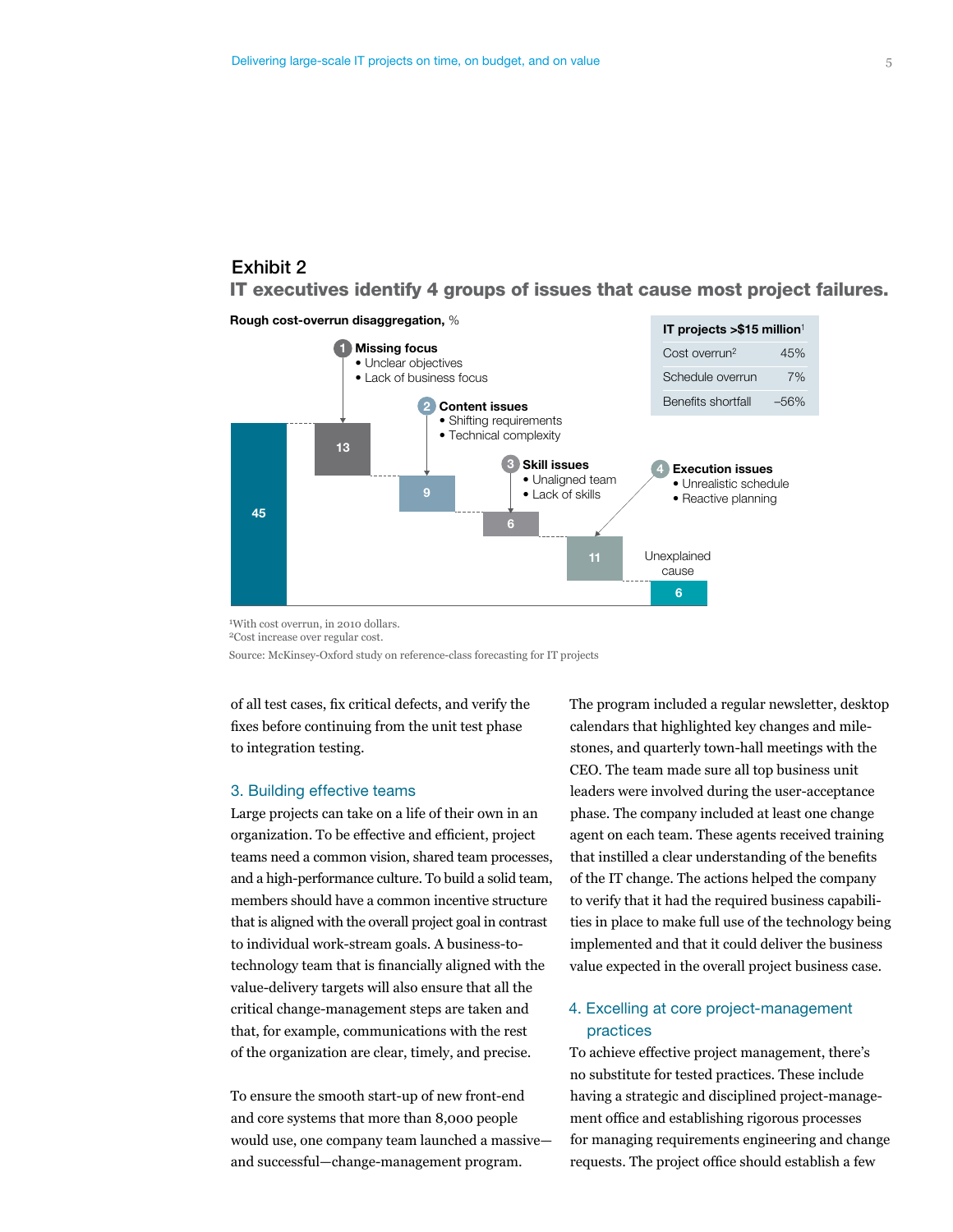## Exhibit 2

### IT executives identify 4 groups of issues that cause most project failures.

**Rough cost-overrun disaggregation,** %

- 45
- **1 Missing focus** — 13
  - Unclear objectives
  - Lack of business focus
- **2 Content issues** — 9
  - Shifting requirements
  - Technical complexity
- **3 Skill issues** — 6
  - Unaligned team
  - Lack of skills
- **4 Execution issues** — 11
  - Unrealistic schedule
  - Reactive planning
- Unexplained cause — 6

| IT projects >$15 million[1] | |
|---|---|
| Cost overrun[2] | 45% |
| Schedule overrun | 7% |
| Benefits shortfall | –56% |

[1]With cost overrun, in 2010 dollars.
[2]Cost increase over regular cost.

Source: McKinsey-Oxford study on reference-class forecasting for IT projects

of all test cases, fix critical defects, and verify the fixes before continuing from the unit test phase to integration testing.

### 3. Building effective teams

Large projects can take on a life of their own in an organization. To be effective and efficient, project teams need a common vision, shared team processes, and a high-performance culture. To build a solid team, members should have a common incentive structure that is aligned with the overall project goal in contrast to individual work-stream goals. A business-to-technology team that is financially aligned with the value-delivery targets will also ensure that all the critical change-management steps are taken and that, for example, communications with the rest of the organization are clear, timely, and precise.

To ensure the smooth start-up of new front-end and core systems that more than 8,000 people would use, one company team launched a massive—and successful—change-management program. The program included a regular newsletter, desktop calendars that highlighted key changes and milestones, and quarterly town-hall meetings with the CEO. The team made sure all top business unit leaders were involved during the user-acceptance phase. The company included at least one change agent on each team. These agents received training that instilled a clear understanding of the benefits of the IT change. The actions helped the company to verify that it had the required business capabilities in place to make full use of the technology being implemented and that it could deliver the business value expected in the overall project business case.

### 4. Excelling at core project-management practices

To achieve effective project management, there's no substitute for tested practices. These include having a strategic and disciplined project-management office and establishing rigorous processes for managing requirements engineering and change requests. The project office should establish a few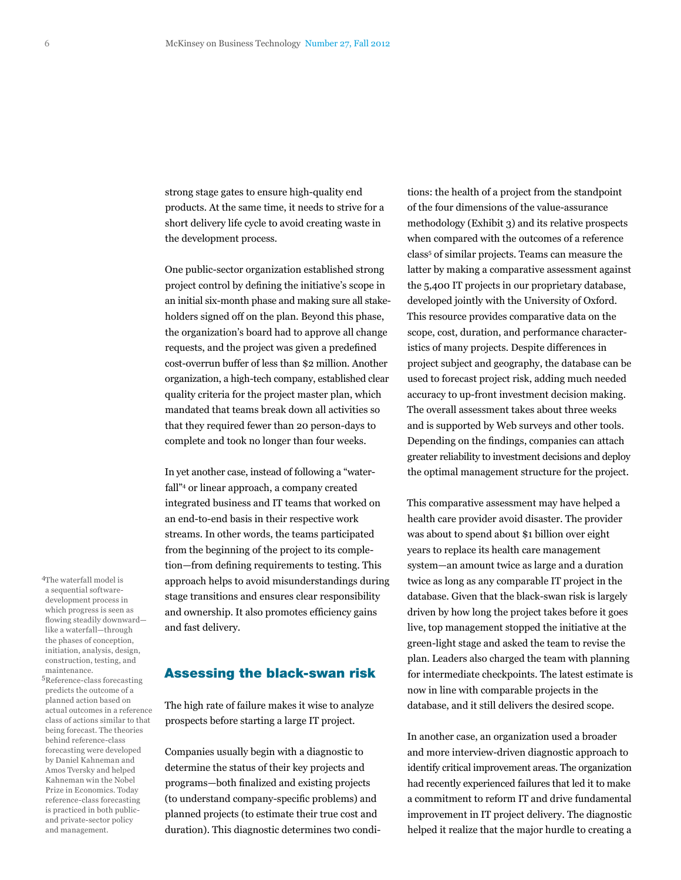strong stage gates to ensure high-quality end products. At the same time, it needs to strive for a short delivery life cycle to avoid creating waste in the development process.

One public-sector organization established strong project control by defining the initiative's scope in an initial six-month phase and making sure all stakeholders signed off on the plan. Beyond this phase, the organization's board had to approve all change requests, and the project was given a predefined cost-overrun buffer of less than $2 million. Another organization, a high-tech company, established clear quality criteria for the project master plan, which mandated that teams break down all activities so that they required fewer than 20 person-days to complete and took no longer than four weeks.

In yet another case, instead of following a "waterfall"[4] or linear approach, a company created integrated business and IT teams that worked on an end-to-end basis in their respective work streams. In other words, the teams participated from the beginning of the project to its completion—from defining requirements to testing. This approach helps to avoid misunderstandings during stage transitions and ensures clear responsibility and ownership. It also promotes efficiency gains and fast delivery.

## Assessing the black-swan risk

The high rate of failure makes it wise to analyze prospects before starting a large IT project.

Companies usually begin with a diagnostic to determine the status of their key projects and programs—both finalized and existing projects (to understand company-specific problems) and planned projects (to estimate their true cost and duration). This diagnostic determines two conditions: the health of a project from the standpoint of the four dimensions of the value-assurance methodology (Exhibit 3) and its relative prospects when compared with the outcomes of a reference class[5] of similar projects. Teams can measure the latter by making a comparative assessment against the 5,400 IT projects in our proprietary database, developed jointly with the University of Oxford. This resource provides comparative data on the scope, cost, duration, and performance characteristics of many projects. Despite differences in project subject and geography, the database can be used to forecast project risk, adding much needed accuracy to up-front investment decision making. The overall assessment takes about three weeks and is supported by Web surveys and other tools. Depending on the findings, companies can attach greater reliability to investment decisions and deploy the optimal management structure for the project.

This comparative assessment may have helped a health care provider avoid disaster. The provider was about to spend about $1 billion over eight years to replace its health care management system—an amount twice as large and a duration twice as long as any comparable IT project in the database. Given that the black-swan risk is largely driven by how long the project takes before it goes live, top management stopped the initiative at the green-light stage and asked the team to revise the plan. Leaders also charged the team with planning for intermediate checkpoints. The latest estimate is now in line with comparable projects in the database, and it still delivers the desired scope.

In another case, an organization used a broader and more interview-driven diagnostic approach to identify critical improvement areas. The organization had recently experienced failures that led it to make a commitment to reform IT and drive fundamental improvement in IT project delivery. The diagnostic helped it realize that the major hurdle to creating a

[4] The waterfall model is a sequential software-development process in which progress is seen as flowing steadily downward—like a waterfall—through the phases of conception, initiation, analysis, design, construction, testing, and maintenance.

[5] Reference-class forecasting predicts the outcome of a planned action based on actual outcomes in a reference class of actions similar to that being forecast. The theories behind reference-class forecasting were developed by Daniel Kahneman and Amos Tversky and helped Kahneman win the Nobel Prize in Economics. Today reference-class forecasting is practiced in both public- and private-sector policy and management.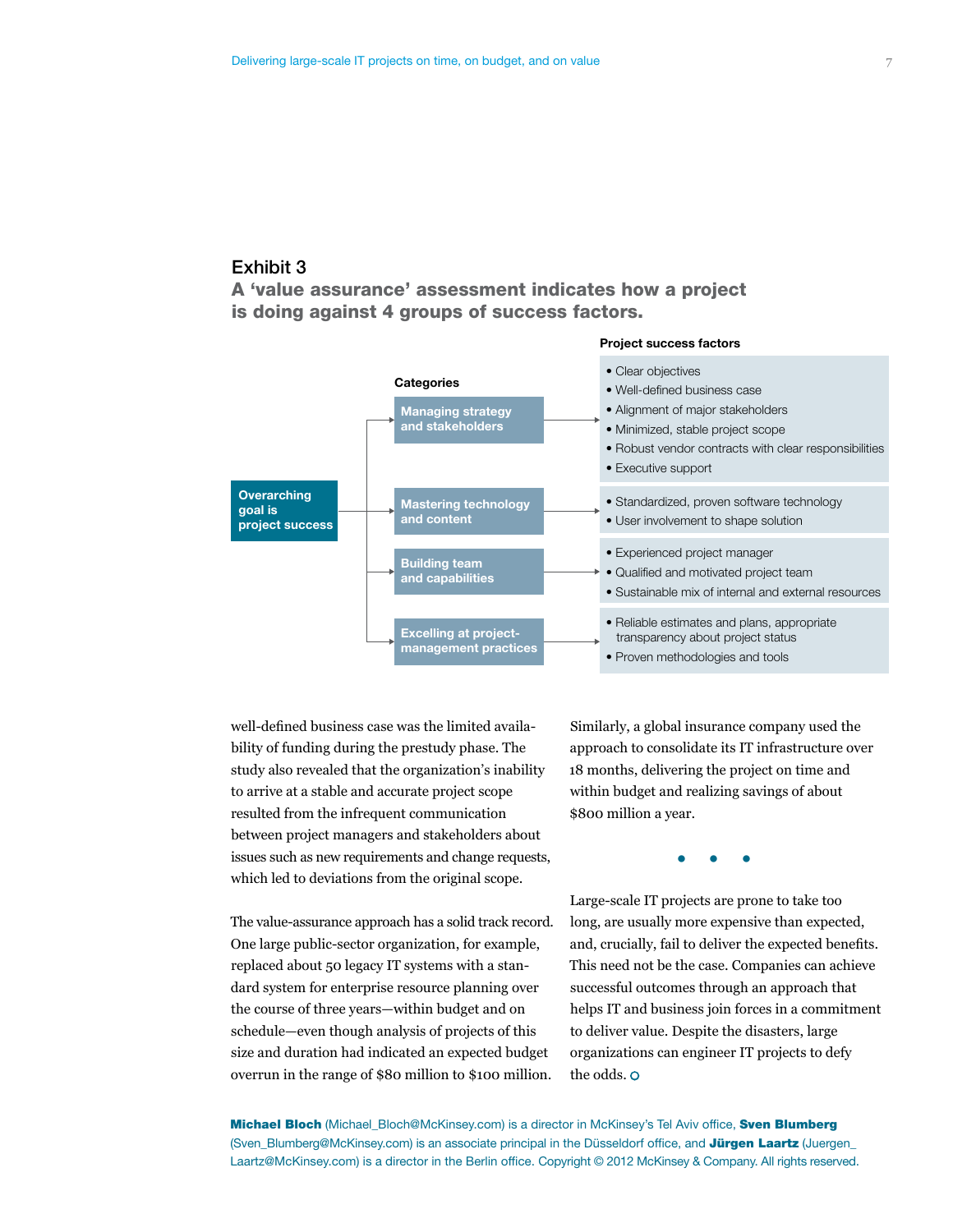## Exhibit 3

**A 'value assurance' assessment indicates how a project is doing against 4 groups of success factors.**

**Overarching goal is project success**

**Categories**

**Project success factors**

**Managing strategy and stakeholders**
- Clear objectives
- Well-defined business case
- Alignment of major stakeholders
- Minimized, stable project scope
- Robust vendor contracts with clear responsibilities
- Executive support

**Mastering technology and content**
- Standardized, proven software technology
- User involvement to shape solution

**Building team and capabilities**
- Experienced project manager
- Qualified and motivated project team
- Sustainable mix of internal and external resources

**Excelling at project-management practices**
- Reliable estimates and plans, appropriate transparency about project status
- Proven methodologies and tools

well-defined business case was the limited availability of funding during the prestudy phase. The study also revealed that the organization's inability to arrive at a stable and accurate project scope resulted from the infrequent communication between project managers and stakeholders about issues such as new requirements and change requests, which led to deviations from the original scope.

The value-assurance approach has a solid track record. One large public-sector organization, for example, replaced about 50 legacy IT systems with a standard system for enterprise resource planning over the course of three years—within budget and on schedule—even though analysis of projects of this size and duration had indicated an expected budget overrun in the range of $80 million to $100 million. Similarly, a global insurance company used the approach to consolidate its IT infrastructure over 18 months, delivering the project on time and within budget and realizing savings of about $800 million a year.

• • •

Large-scale IT projects are prone to take too long, are usually more expensive than expected, and, crucially, fail to deliver the expected benefits. This need not be the case. Companies can achieve successful outcomes through an approach that helps IT and business join forces in a commitment to deliver value. Despite the disasters, large organizations can engineer IT projects to defy the odds.

**Michael Bloch** (Michael_Bloch@McKinsey.com) is a director in McKinsey's Tel Aviv office, **Sven Blumberg** (Sven_Blumberg@McKinsey.com) is an associate principal in the Düsseldorf office, and **Jürgen Laartz** (Juergen_Laartz@McKinsey.com) is a director in the Berlin office. Copyright © 2012 McKinsey & Company. All rights reserved.